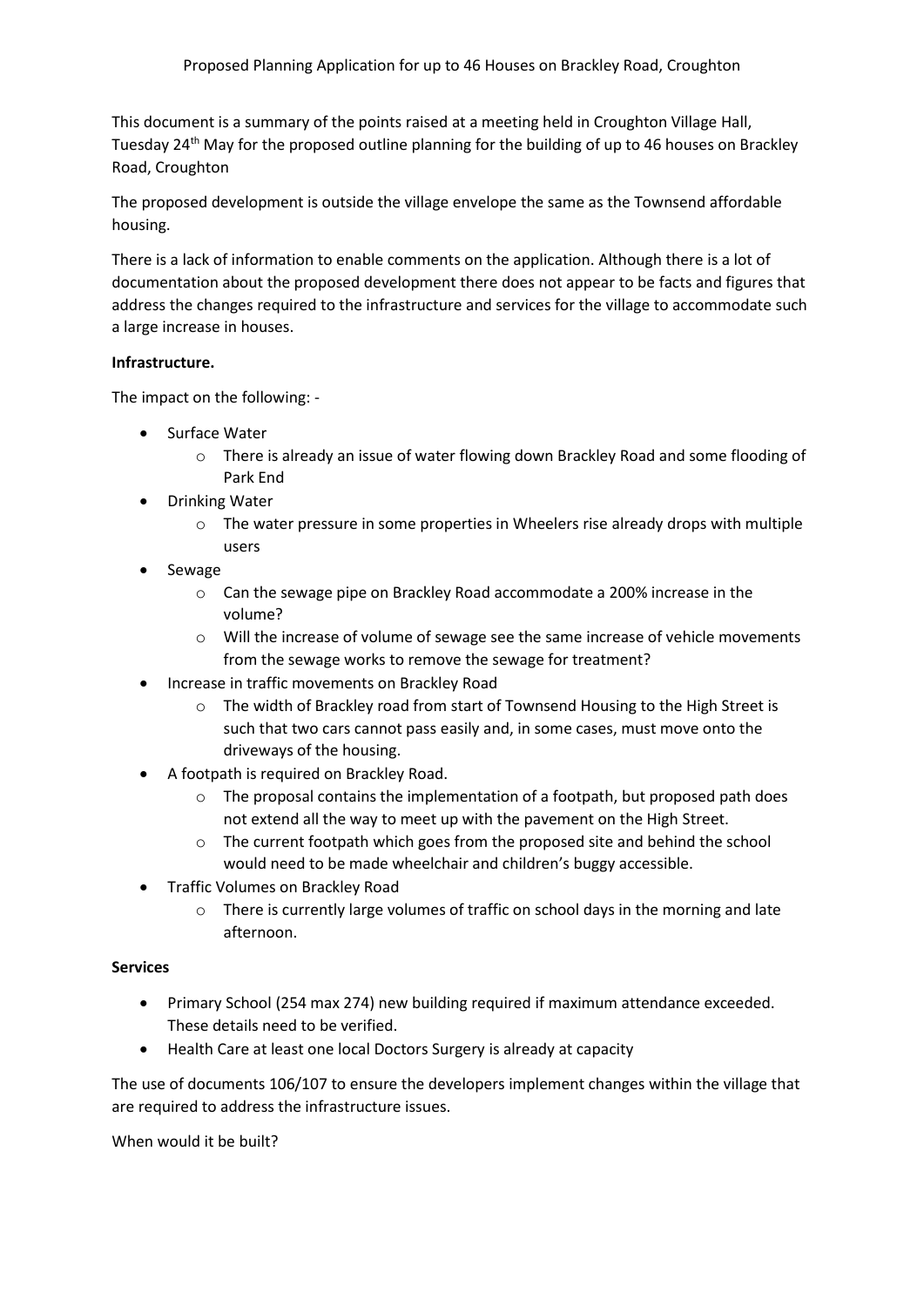Proposed Planning Application for up to 46 Houses on Brackley Road, Croughton

This document is a summary of the points raised at a meeting held in Croughton Village Hall, Tuesday 24th May for the proposed outline planning for the building of up to 46 houses on Brackley Road, Croughton

The proposed development is outside the village envelope the same as the Townsend affordable housing.

There is a lack of information to enable comments on the application. Although there is a lot of documentation about the proposed development there does not appear to be facts and figures that address the changes required to the infrastructure and services for the village to accommodate such a large increase in houses.

**Infrastructure.**

The impact on the following: -

- Surface Water
  - There is already an issue of water flowing down Brackley Road and some flooding of Park End
- Drinking Water
  - The water pressure in some properties in Wheelers rise already drops with multiple users
- Sewage
  - Can the sewage pipe on Brackley Road accommodate a 200% increase in the volume?
  - Will the increase of volume of sewage see the same increase of vehicle movements from the sewage works to remove the sewage for treatment?
- Increase in traffic movements on Brackley Road
  - The width of Brackley road from start of Townsend Housing to the High Street is such that two cars cannot pass easily and, in some cases, must move onto the driveways of the housing.
- A footpath is required on Brackley Road.
  - The proposal contains the implementation of a footpath, but proposed path does not extend all the way to meet up with the pavement on the High Street.
  - The current footpath which goes from the proposed site and behind the school would need to be made wheelchair and children's buggy accessible.
- Traffic Volumes on Brackley Road
  - There is currently large volumes of traffic on school days in the morning and late afternoon.

**Services**

- Primary School (254 max 274) new building required if maximum attendance exceeded. These details need to be verified.
- Health Care at least one local Doctors Surgery is already at capacity

The use of documents 106/107 to ensure the developers implement changes within the village that are required to address the infrastructure issues.

When would it be built?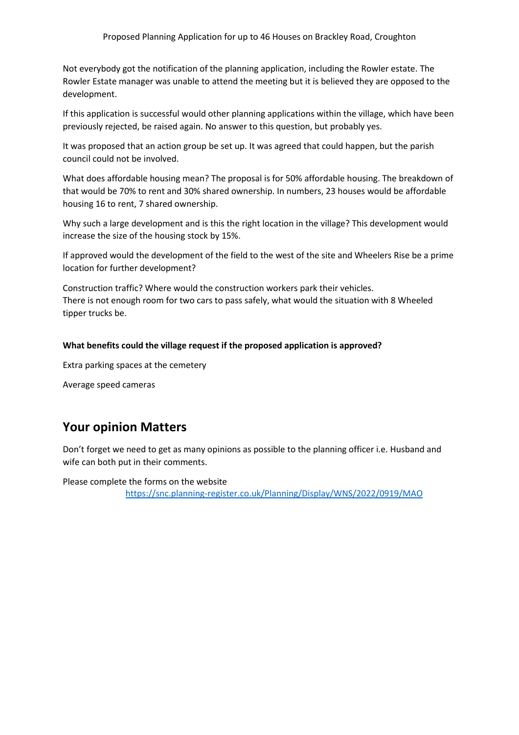Not everybody got the notification of the planning application, including the Rowler estate. The Rowler Estate manager was unable to attend the meeting but it is believed they are opposed to the development.

If this application is successful would other planning applications within the village, which have been previously rejected, be raised again. No answer to this question, but probably yes.

It was proposed that an action group be set up. It was agreed that could happen, but the parish council could not be involved.

What does affordable housing mean? The proposal is for 50% affordable housing. The breakdown of that would be 70% to rent and 30% shared ownership. In numbers, 23 houses would be affordable housing 16 to rent, 7 shared ownership.

Why such a large development and is this the right location in the village? This development would increase the size of the housing stock by 15%.

If approved would the development of the field to the west of the site and Wheelers Rise be a prime location for further development?

Construction traffic? Where would the construction workers park their vehicles.
There is not enough room for two cars to pass safely, what would the situation with 8 Wheeled tipper trucks be.

**What benefits could the village request if the proposed application is approved?**

Extra parking spaces at the cemetery

Average speed cameras

## Your opinion Matters

Don't forget we need to get as many opinions as possible to the planning officer i.e. Husband and wife can both put in their comments.

Please complete the forms on the website
https://snc.planning-register.co.uk/Planning/Display/WNS/2022/0919/MAO